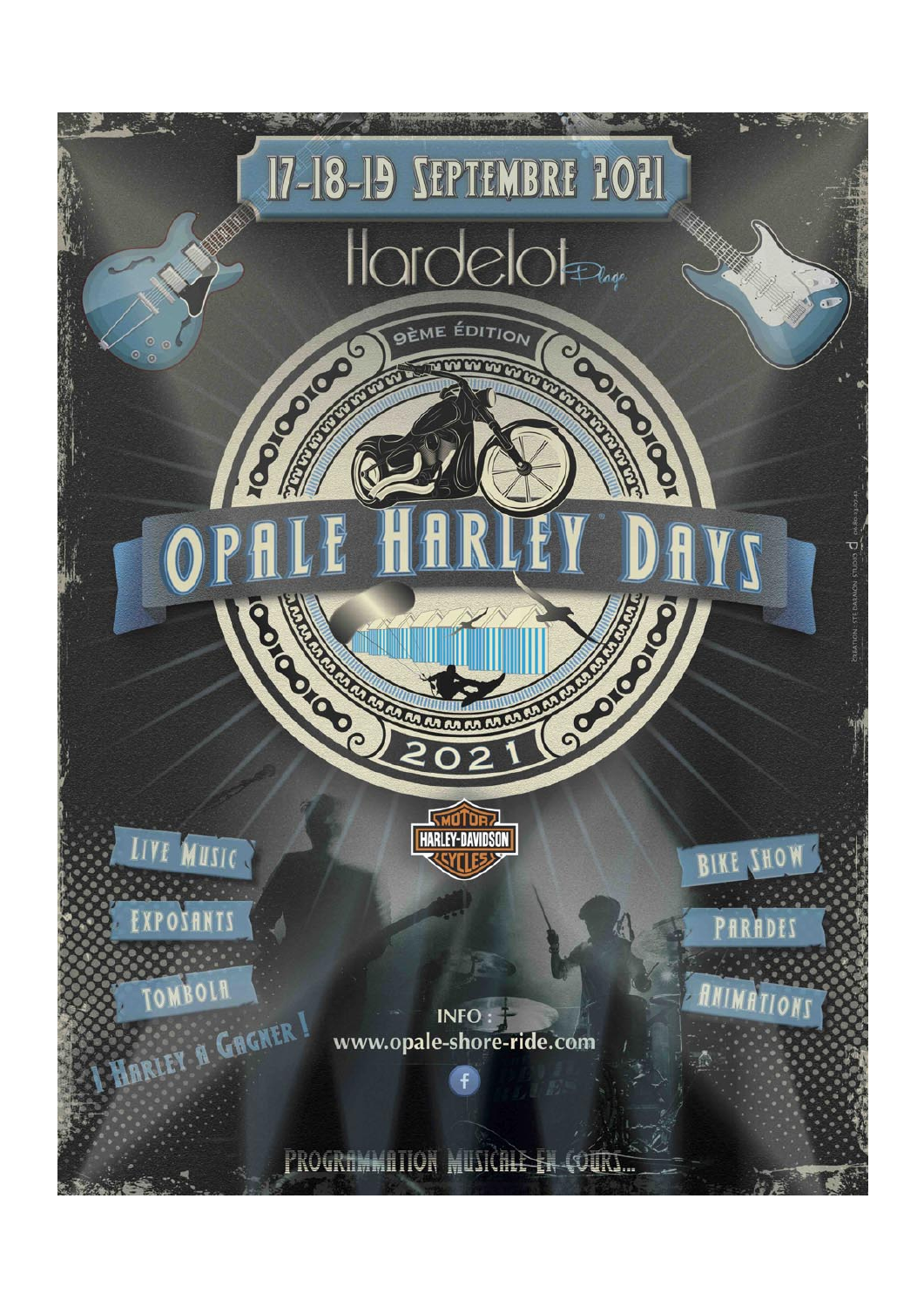# 17-18-19 Septembre 2021

## Hardelot Plage

9ème Édition

# Opale Harley Days

2021

Harley-Davidson Motor Cycles

- Live Music
- Exposants
- Tombola
- 1 Harley à Gagner !
- Bike Show
- Parades
- Animations

INFO : www.opale-shore-ride.com

Programmation musicale en cours...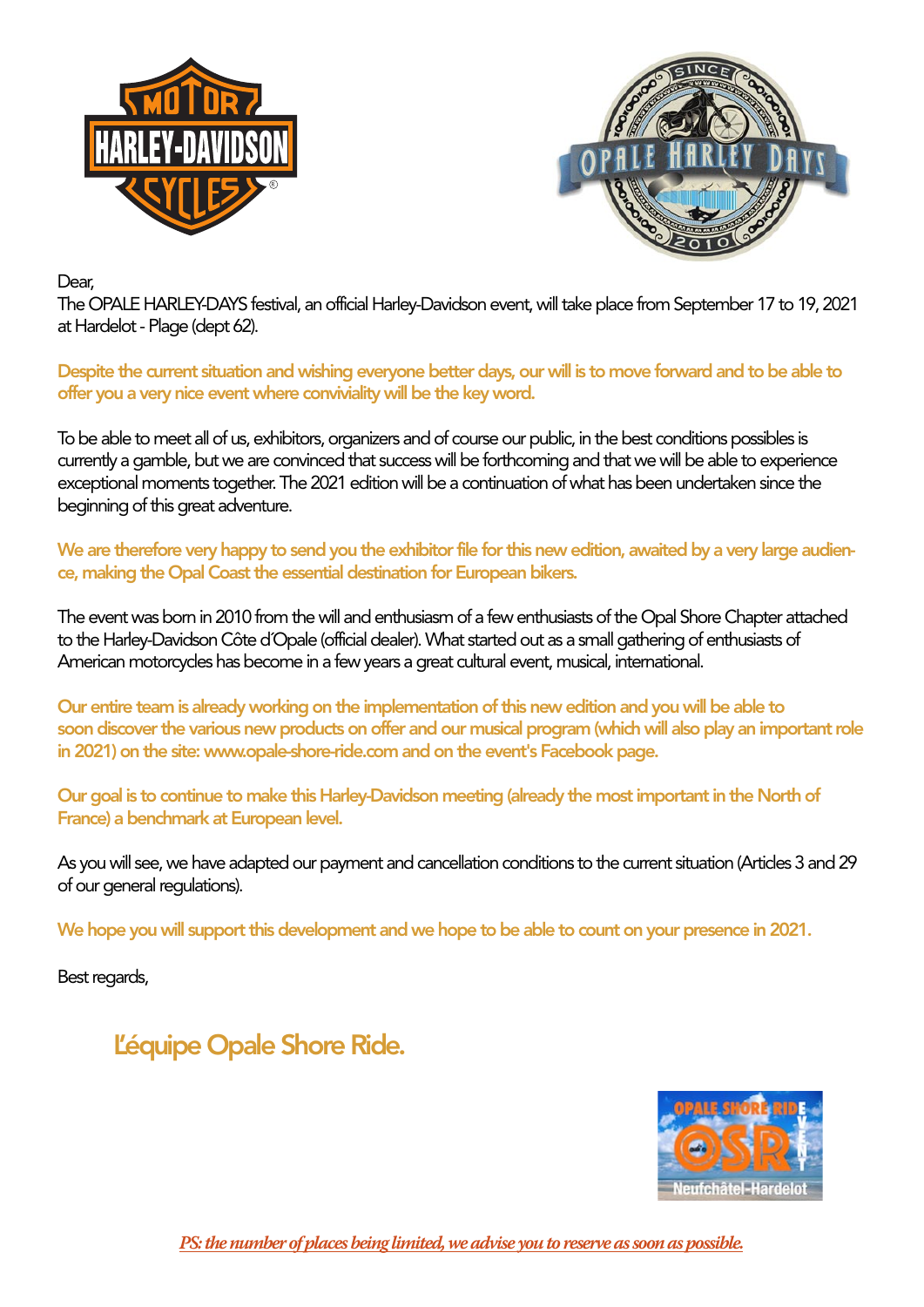Dear,

The OPALE HARLEY-DAYS festival, an official Harley-Davidson event, will take place from September 17 to 19, 2021 at Hardelot - Plage (dept 62).

**Despite the current situation and wishing everyone better days, our will is to move forward and to be able to offer you a very nice event where conviviality will be the key word.**

To be able to meet all of us, exhibitors, organizers and of course our public, in the best conditions possibles is currently a gamble, but we are convinced that success will be forthcoming and that we will be able to experience exceptional moments together. The 2021 edition will be a continuation of what has been undertaken since the beginning of this great adventure.

**We are therefore very happy to send you the exhibitor file for this new edition, awaited by a very large audience, making the Opal Coast the essential destination for European bikers.**

The event was born in 2010 from the will and enthusiasm of a few enthusiasts of the Opal Shore Chapter attached to the Harley-Davidson Côte d'Opale (official dealer). What started out as a small gathering of enthusiasts of American motorcycles has become in a few years a great cultural event, musical, international.

**Our entire team is already working on the implementation of this new edition and you will be able to soon discover the various new products on offer and our musical program (which will also play an important role in 2021) on the site: www.opale-shore-ride.com and on the event's Facebook page.**

**Our goal is to continue to make this Harley-Davidson meeting (already the most important in the North of France) a benchmark at European level.**

As you will see, we have adapted our payment and cancellation conditions to the current situation (Articles 3 and 29 of our general regulations).

**We hope you will support this development and we hope to be able to count on your presence in 2021.**

Best regards,

**L'équipe Opale Shore Ride.**

***PS: the number of places being limited, we advise you to reserve as soon as possible.***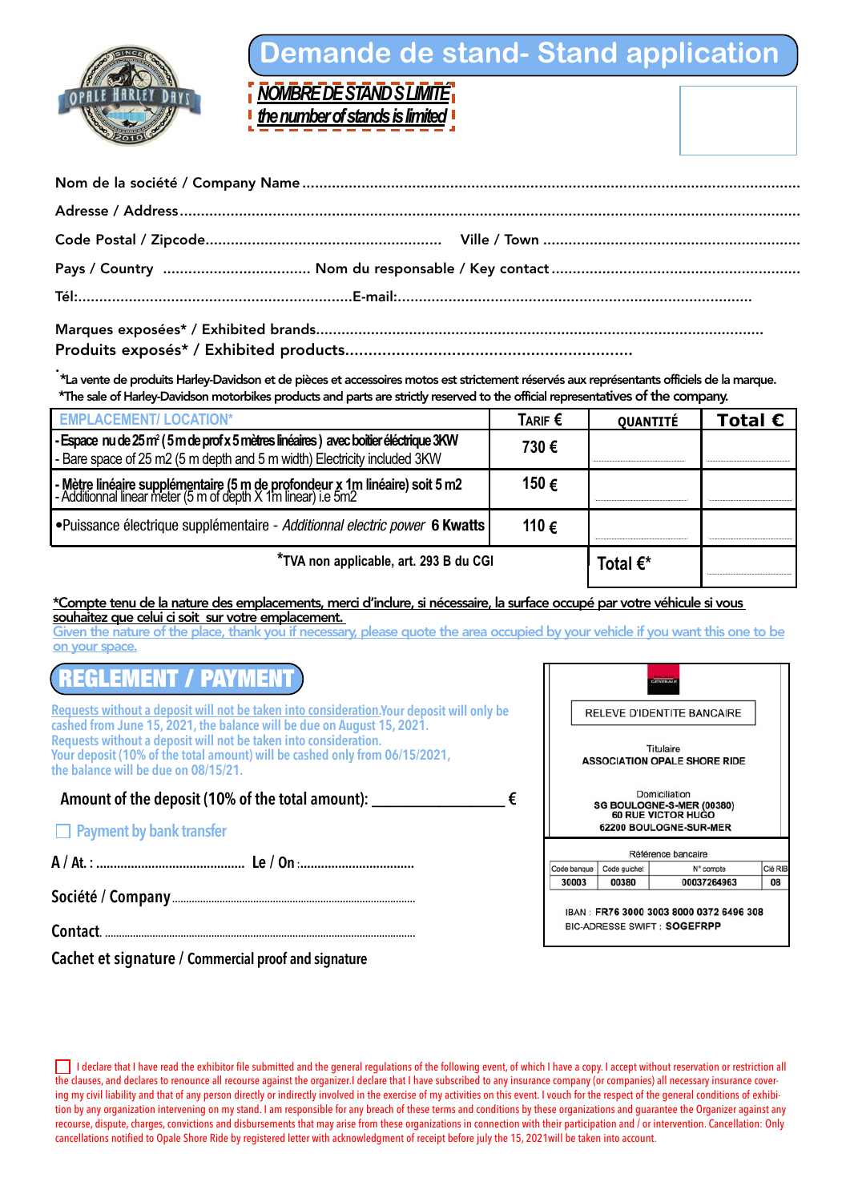# Demande de stand- Stand application

**NOMBRE DE STANDS LIMITÉ**
**the number of stands is limited**

Nom de la société / Company Name ....................................................................................................

Adresse / Address ....................................................................................................

Code Postal / Zipcode....................................................... Ville / Town ............................................................

Pays / Country .................................. Nom du responsable / Key contact ..........................................................

Tél:................................................................E-mail:..................................................................................

Marques exposées* / Exhibited brands..........................................................................................................

Produits exposés* / Exhibited products..............................................................

*La vente de produits Harley-Davidson et de pièces et accessoires motos est strictement réservés aux représentants officiels de la marque.
*The sale of Harley-Davidson motorbikes products and parts are strictly reserved to the official representatives of the company.

| EMPLACEMENT/ LOCATION* | TARIF € | QUANTITÉ | Total € |
|---|---|---|---|
| - Espace nu de 25 m² ( 5 m de prof x 5 mètres linéaires ) avec boitier éléctrique 3KW<br>- Bare space of 25 m2 (5 m depth and 5 m width) Electricity included 3KW | 730 € | | |
| - Mètre linéaire supplémentaire (5 m de profondeur x 1m linéaire) soit 5 m2<br>- Additionnal linear meter (5 m of depth X 1m linear) i.e 5m2 | 150 € | | |
| •Puissance électrique supplémentaire - *Additionnal electric power* **6 Kwatts** | 110 € | | |
| *TVA non applicable, art. 293 B du CGI | | Total €* | |

*Compte tenu de la nature des emplacements, merci d'inclure, si nécessaire, la surface occupé par votre véhicule si vous souhaitez que celui ci soit sur votre emplacement.
Given the nature of the place, thank you if necessary, please quote the area occupied by your vehicle if you want this one to be on your space.

## REGLEMENT / PAYMENT

Requests without a deposit will not be taken into consideration.Your deposit will only be cashed from June 15, 2021, the balance will be due on August 15, 2021.
Requests without a deposit will not be taken into consideration.
Your deposit (10% of the total amount) will be cashed only from 06/15/2021, the balance will be due on 08/15/21.

Amount of the deposit (10% of the total amount): _______________ €

☐ Payment by bank transfer

A / At. : .......................................... Le / On :.................................

Société / Company ....................................................................................

Contact. ............................................................................................

Cachet et signature / Commercial proof and signature

RELEVE D'IDENTITE BANCAIRE

Titulaire
ASSOCIATION OPALE SHORE RIDE

Domiciliation
SG BOULOGNE-S-MER (00380)
60 RUE VICTOR HUGO
62200 BOULOGNE-SUR-MER

Référence bancaire

| Code banque | Code guichet | N° compte | Clé RIB |
|---|---|---|---|
| 30003 | 00380 | 00037264963 | 08 |

IBAN : FR76 3000 3003 8000 0372 6496 308
BIC-ADRESSE SWIFT : SOGEFRPP

☐ I declare that I have read the exhibitor file submitted and the general regulations of the following event, of which I have a copy. I accept without reservation or restriction all the clauses, and declares to renounce all recourse against the organizer.I declare that I have subscribed to any insurance company (or companies) all necessary insurance covering my civil liability and that of any person directly or indirectly involved in the exercise of my activities on this event. I vouch for the respect of the general conditions of exhibition by any organization intervening on my stand. I am responsible for any breach of these terms and conditions by these organizations and guarantee the Organizer against any recourse, dispute, charges, convictions and disbursements that may arise from these organizations in connection with their participation and / or intervention. Cancellation: Only cancellations notified to Opale Shore Ride by registered letter with acknowledgment of receipt before july the 15, 2021will be taken into account.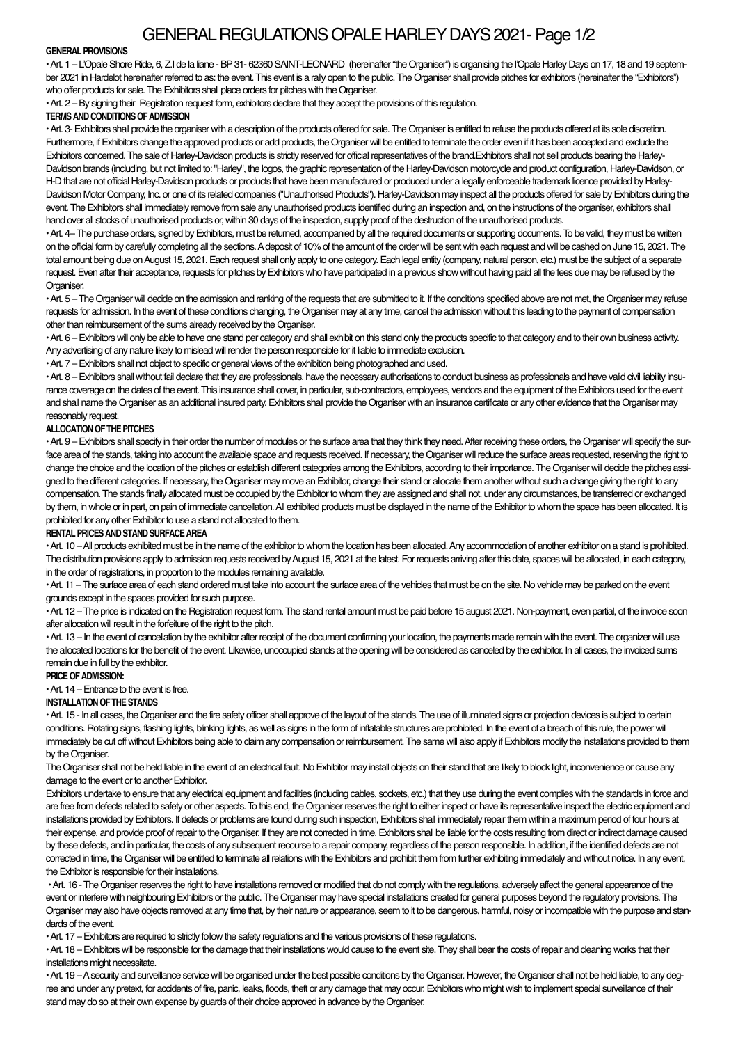# GENERAL REGULATIONS OPALE HARLEY DAYS 2021- Page 1/2

**GENERAL PROVISIONS**

• Art. 1 – L'Opale Shore Ride, 6, Z.I de la liane - BP 31- 62360 SAINT-LEONARD (hereinafter "the Organiser") is organising the l'Opale Harley Days on 17, 18 and 19 september 2021 in Hardelot hereinafter referred to as: the event. This event is a rally open to the public. The Organiser shall provide pitches for exhibitors (hereinafter the "Exhibitors") who offer products for sale. The Exhibitors shall place orders for pitches with the Organiser.

• Art. 2 – By signing their Registration request form, exhibitors declare that they accept the provisions of this regulation.

**TERMS AND CONDITIONS OF ADMISSION**

• Art. 3- Exhibitors shall provide the organiser with a description of the products offered for sale. The Organiser is entitled to refuse the products offered at its sole discretion. Furthermore, if Exhibitors change the approved products or add products, the Organiser will be entitled to terminate the order even if it has been accepted and exclude the Exhibitors concerned. The sale of Harley-Davidson products is strictly reserved for official representatives of the brand.Exhibitors shall not sell products bearing the Harley-Davidson brands (including, but not limited to: "Harley", the logos, the graphic representation of the Harley-Davidson motorcycle and product configuration, Harley-Davidson, or H-D that are not official Harley-Davidson products or products that have been manufactured or produced under a legally enforceable trademark licence provided by Harley-Davidson Motor Company, Inc. or one of its related companies ("Unauthorised Products"). Harley-Davidson may inspect all the products offered for sale by Exhibitors during the event. The Exhibitors shall immediately remove from sale any unauthorised products identified during an inspection and, on the instructions of the organiser, exhibitors shall hand over all stocks of unauthorised products or, within 30 days of the inspection, supply proof of the destruction of the unauthorised products.

• Art. 4– The purchase orders, signed by Exhibitors, must be returned, accompanied by all the required documents or supporting documents. To be valid, they must be written on the official form by carefully completing all the sections. A deposit of 10% of the amount of the order will be sent with each request and will be cashed on June 15, 2021. The total amount being due on August 15, 2021. Each request shall only apply to one category. Each legal entity (company, natural person, etc.) must be the subject of a separate request. Even after their acceptance, requests for pitches by Exhibitors who have participated in a previous show without having paid all the fees due may be refused by the Organiser.

• Art. 5 – The Organiser will decide on the admission and ranking of the requests that are submitted to it. If the conditions specified above are not met, the Organiser may refuse requests for admission. In the event of these conditions changing, the Organiser may at any time, cancel the admission without this leading to the payment of compensation other than reimbursement of the sums already received by the Organiser.

• Art. 6 – Exhibitors will only be able to have one stand per category and shall exhibit on this stand only the products specific to that category and to their own business activity. Any advertising of any nature likely to mislead will render the person responsible for it liable to immediate exclusion.

• Art. 7 – Exhibitors shall not object to specific or general views of the exhibition being photographed and used.

• Art. 8 – Exhibitors shall without fail declare that they are professionals, have the necessary authorisations to conduct business as professionals and have valid civil liability insurance coverage on the dates of the event. This insurance shall cover, in particular, sub-contractors, employees, vendors and the equipment of the Exhibitors used for the event and shall name the Organiser as an additional insured party. Exhibitors shall provide the Organiser with an insurance certificate or any other evidence that the Organiser may reasonably request.

**ALLOCATION OF THE PITCHES**

• Art. 9 – Exhibitors shall specify in their order the number of modules or the surface area that they think they need. After receiving these orders, the Organiser will specify the surface area of the stands, taking into account the available space and requests received. If necessary, the Organiser will reduce the surface areas requested, reserving the right to change the choice and the location of the pitches or establish different categories among the Exhibitors, according to their importance. The Organiser will decide the pitches assigned to the different categories. If necessary, the Organiser may move an Exhibitor, change their stand or allocate them another without such a change giving the right to any compensation. The stands finally allocated must be occupied by the Exhibitor to whom they are assigned and shall not, under any circumstances, be transferred or exchanged by them, in whole or in part, on pain of immediate cancellation. All exhibited products must be displayed in the name of the Exhibitor to whom the space has been allocated. It is prohibited for any other Exhibitor to use a stand not allocated to them.

**RENTAL PRICES AND STAND SURFACE AREA**

• Art. 10 – All products exhibited must be in the name of the exhibitor to whom the location has been allocated. Any accommodation of another exhibitor on a stand is prohibited. The distribution provisions apply to admission requests received by August 15, 2021 at the latest. For requests arriving after this date, spaces will be allocated, in each category, in the order of registrations, in proportion to the modules remaining available.

• Art. 11 – The surface area of each stand ordered must take into account the surface area of the vehicles that must be on the site. No vehicle may be parked on the event grounds except in the spaces provided for such purpose.

• Art. 12 – The price is indicated on the Registration request form. The stand rental amount must be paid before 15 august 2021. Non-payment, even partial, of the invoice soon after allocation will result in the forfeiture of the right to the pitch.

• Art. 13 – In the event of cancellation by the exhibitor after receipt of the document confirming your location, the payments made remain with the event. The organizer will use the allocated locations for the benefit of the event. Likewise, unoccupied stands at the opening will be considered as canceled by the exhibitor. In all cases, the invoiced sums remain due in full by the exhibitor.

**PRICE OF ADMISSION:**

• Art. 14 – Entrance to the event is free.

**INSTALLATION OF THE STANDS**

• Art. 15 - In all cases, the Organiser and the fire safety officer shall approve of the layout of the stands. The use of illuminated signs or projection devices is subject to certain conditions. Rotating signs, flashing lights, blinking lights, as well as signs in the form of inflatable structures are prohibited. In the event of a breach of this rule, the power will immediately be cut off without Exhibitors being able to claim any compensation or reimbursement. The same will also apply if Exhibitors modify the installations provided to them by the Organiser.

The Organiser shall not be held liable in the event of an electrical fault. No Exhibitor may install objects on their stand that are likely to block light, inconvenience or cause any damage to the event or to another Exhibitor.

Exhibitors undertake to ensure that any electrical equipment and facilities (including cables, sockets, etc.) that they use during the event complies with the standards in force and are free from defects related to safety or other aspects. To this end, the Organiser reserves the right to either inspect or have its representative inspect the electric equipment and installations provided by Exhibitors. If defects or problems are found during such inspection, Exhibitors shall immediately repair them within a maximum period of four hours at their expense, and provide proof of repair to the Organiser. If they are not corrected in time, Exhibitors shall be liable for the costs resulting from direct or indirect damage caused by these defects, and in particular, the costs of any subsequent recourse to a repair company, regardless of the person responsible. In addition, if the identified defects are not corrected in time, the Organiser will be entitled to terminate all relations with the Exhibitors and prohibit them from further exhibiting immediately and without notice. In any event, the Exhibitor is responsible for their installations.

• Art. 16 - The Organiser reserves the right to have installations removed or modified that do not comply with the regulations, adversely affect the general appearance of the event or interfere with neighbouring Exhibitors or the public. The Organiser may have special installations created for general purposes beyond the regulatory provisions. The Organiser may also have objects removed at any time that, by their nature or appearance, seem to it to be dangerous, harmful, noisy or incompatible with the purpose and standards of the event.

• Art. 17 – Exhibitors are required to strictly follow the safety regulations and the various provisions of these regulations.

• Art. 18 – Exhibitors will be responsible for the damage that their installations would cause to the event site. They shall bear the costs of repair and cleaning works that their installations might necessitate.

• Art. 19 – A security and surveillance service will be organised under the best possible conditions by the Organiser. However, the Organiser shall not be held liable, to any degree and under any pretext, for accidents of fire, panic, leaks, floods, theft or any damage that may occur. Exhibitors who might wish to implement special surveillance of their stand may do so at their own expense by guards of their choice approved in advance by the Organiser.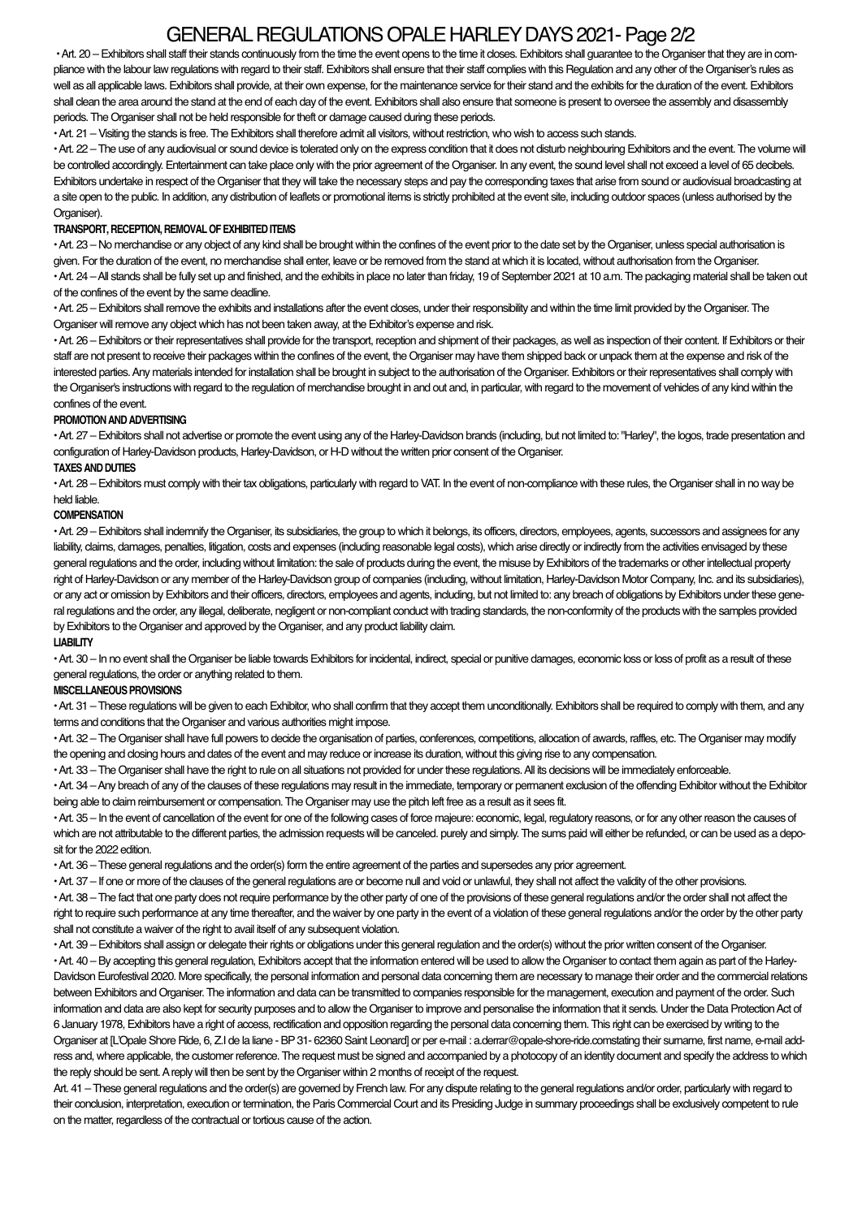# GENERAL REGULATIONS OPALE HARLEY DAYS 2021- Page 2/2

• Art. 20 – Exhibitors shall staff their stands continuously from the time the event opens to the time it closes. Exhibitors shall guarantee to the Organiser that they are in compliance with the labour law regulations with regard to their staff. Exhibitors shall ensure that their staff complies with this Regulation and any other of the Organiser's rules as well as all applicable laws. Exhibitors shall provide, at their own expense, for the maintenance service for their stand and the exhibits for the duration of the event. Exhibitors shall clean the area around the stand at the end of each day of the event. Exhibitors shall also ensure that someone is present to oversee the assembly and disassembly periods. The Organiser shall not be held responsible for theft or damage caused during these periods.

• Art. 21 – Visiting the stands is free. The Exhibitors shall therefore admit all visitors, without restriction, who wish to access such stands.

• Art. 22 – The use of any audiovisual or sound device is tolerated only on the express condition that it does not disturb neighbouring Exhibitors and the event. The volume will be controlled accordingly. Entertainment can take place only with the prior agreement of the Organiser. In any event, the sound level shall not exceed a level of 65 decibels. Exhibitors undertake in respect of the Organiser that they will take the necessary steps and pay the corresponding taxes that arise from sound or audiovisual broadcasting at a site open to the public. In addition, any distribution of leaflets or promotional items is strictly prohibited at the event site, including outdoor spaces (unless authorised by the Organiser).

**TRANSPORT, RECEPTION, REMOVAL OF EXHIBITED ITEMS**

• Art. 23 – No merchandise or any object of any kind shall be brought within the confines of the event prior to the date set by the Organiser, unless special authorisation is given. For the duration of the event, no merchandise shall enter, leave or be removed from the stand at which it is located, without authorisation from the Organiser.

• Art. 24 – All stands shall be fully set up and finished, and the exhibits in place no later than friday, 19 of September 2021 at 10 a.m. The packaging material shall be taken out of the confines of the event by the same deadline.

• Art. 25 – Exhibitors shall remove the exhibits and installations after the event closes, under their responsibility and within the time limit provided by the Organiser. The Organiser will remove any object which has not been taken away, at the Exhibitor's expense and risk.

• Art. 26 – Exhibitors or their representatives shall provide for the transport, reception and shipment of their packages, as well as inspection of their content. If Exhibitors or their staff are not present to receive their packages within the confines of the event, the Organiser may have them shipped back or unpack them at the expense and risk of the interested parties. Any materials intended for installation shall be brought in subject to the authorisation of the Organiser. Exhibitors or their representatives shall comply with the Organiser's instructions with regard to the regulation of merchandise brought in and out and, in particular, with regard to the movement of vehicles of any kind within the confines of the event.

**PROMOTION AND ADVERTISING**

• Art. 27 – Exhibitors shall not advertise or promote the event using any of the Harley-Davidson brands (including, but not limited to: "Harley", the logos, trade presentation and configuration of Harley-Davidson products, Harley-Davidson, or H-D without the written prior consent of the Organiser.

**TAXES AND DUTIES**

• Art. 28 – Exhibitors must comply with their tax obligations, particularly with regard to VAT. In the event of non-compliance with these rules, the Organiser shall in no way be held liable.

**COMPENSATION**

• Art. 29 – Exhibitors shall indemnify the Organiser, its subsidiaries, the group to which it belongs, its officers, directors, employees, agents, successors and assignees for any liability, claims, damages, penalties, litigation, costs and expenses (including reasonable legal costs), which arise directly or indirectly from the activities envisaged by these general regulations and the order, including without limitation: the sale of products during the event, the misuse by Exhibitors of the trademarks or other intellectual property right of Harley-Davidson or any member of the Harley-Davidson group of companies (including, without limitation, Harley-Davidson Motor Company, Inc. and its subsidiaries), or any act or omission by Exhibitors and their officers, directors, employees and agents, including, but not limited to: any breach of obligations by Exhibitors under these general regulations and the order, any illegal, deliberate, negligent or non-compliant conduct with trading standards, the non-conformity of the products with the samples provided by Exhibitors to the Organiser and approved by the Organiser, and any product liability claim.

**LIABILITY**

• Art. 30 – In no event shall the Organiser be liable towards Exhibitors for incidental, indirect, special or punitive damages, economic loss or loss of profit as a result of these general regulations, the order or anything related to them.

**MISCELLANEOUS PROVISIONS**

• Art. 31 – These regulations will be given to each Exhibitor, who shall confirm that they accept them unconditionally. Exhibitors shall be required to comply with them, and any terms and conditions that the Organiser and various authorities might impose.

• Art. 32 – The Organiser shall have full powers to decide the organisation of parties, conferences, competitions, allocation of awards, raffles, etc. The Organiser may modify the opening and closing hours and dates of the event and may reduce or increase its duration, without this giving rise to any compensation.

• Art. 33 – The Organiser shall have the right to rule on all situations not provided for under these regulations. All its decisions will be immediately enforceable.

• Art. 34 – Any breach of any of the clauses of these regulations may result in the immediate, temporary or permanent exclusion of the offending Exhibitor without the Exhibitor being able to claim reimbursement or compensation. The Organiser may use the pitch left free as a result as it sees fit.

• Art. 35 – In the event of cancellation of the event for one of the following cases of force majeure: economic, legal, regulatory reasons, or for any other reason the causes of which are not attributable to the different parties, the admission requests will be canceled. purely and simply. The sums paid will either be refunded, or can be used as a deposit for the 2022 edition.

• Art. 36 – These general regulations and the order(s) form the entire agreement of the parties and supersedes any prior agreement.

• Art. 37 – If one or more of the clauses of the general regulations are or become null and void or unlawful, they shall not affect the validity of the other provisions.

• Art. 38 – The fact that one party does not require performance by the other party of one of the provisions of these general regulations and/or the order shall not affect the right to require such performance at any time thereafter, and the waiver by one party in the event of a violation of these general regulations and/or the order by the other party shall not constitute a waiver of the right to avail itself of any subsequent violation.

• Art. 39 – Exhibitors shall assign or delegate their rights or obligations under this general regulation and the order(s) without the prior written consent of the Organiser.

• Art. 40 – By accepting this general regulation, Exhibitors accept that the information entered will be used to allow the Organiser to contact them again as part of the Harley-Davidson Eurofestival 2020. More specifically, the personal information and personal data concerning them are necessary to manage their order and the commercial relations between Exhibitors and Organiser. The information and data can be transmitted to companies responsible for the management, execution and payment of the order. Such information and data are also kept for security purposes and to allow the Organiser to improve and personalise the information that it sends. Under the Data Protection Act of 6 January 1978, Exhibitors have a right of access, rectification and opposition regarding the personal data concerning them. This right can be exercised by writing to the Organiser at [L'Opale Shore Ride, 6, Z.I de la liane - BP 31- 62360 Saint Leonard] or per e-mail : a.derrar@opale-shore-ride.comstating their surname, first name, e-mail address and, where applicable, the customer reference. The request must be signed and accompanied by a photocopy of an identity document and specify the address to which the reply should be sent. A reply will then be sent by the Organiser within 2 months of receipt of the request.

Art. 41 – These general regulations and the order(s) are governed by French law. For any dispute relating to the general regulations and/or order, particularly with regard to their conclusion, interpretation, execution or termination, the Paris Commercial Court and its Presiding Judge in summary proceedings shall be exclusively competent to rule on the matter, regardless of the contractual or tortious cause of the action.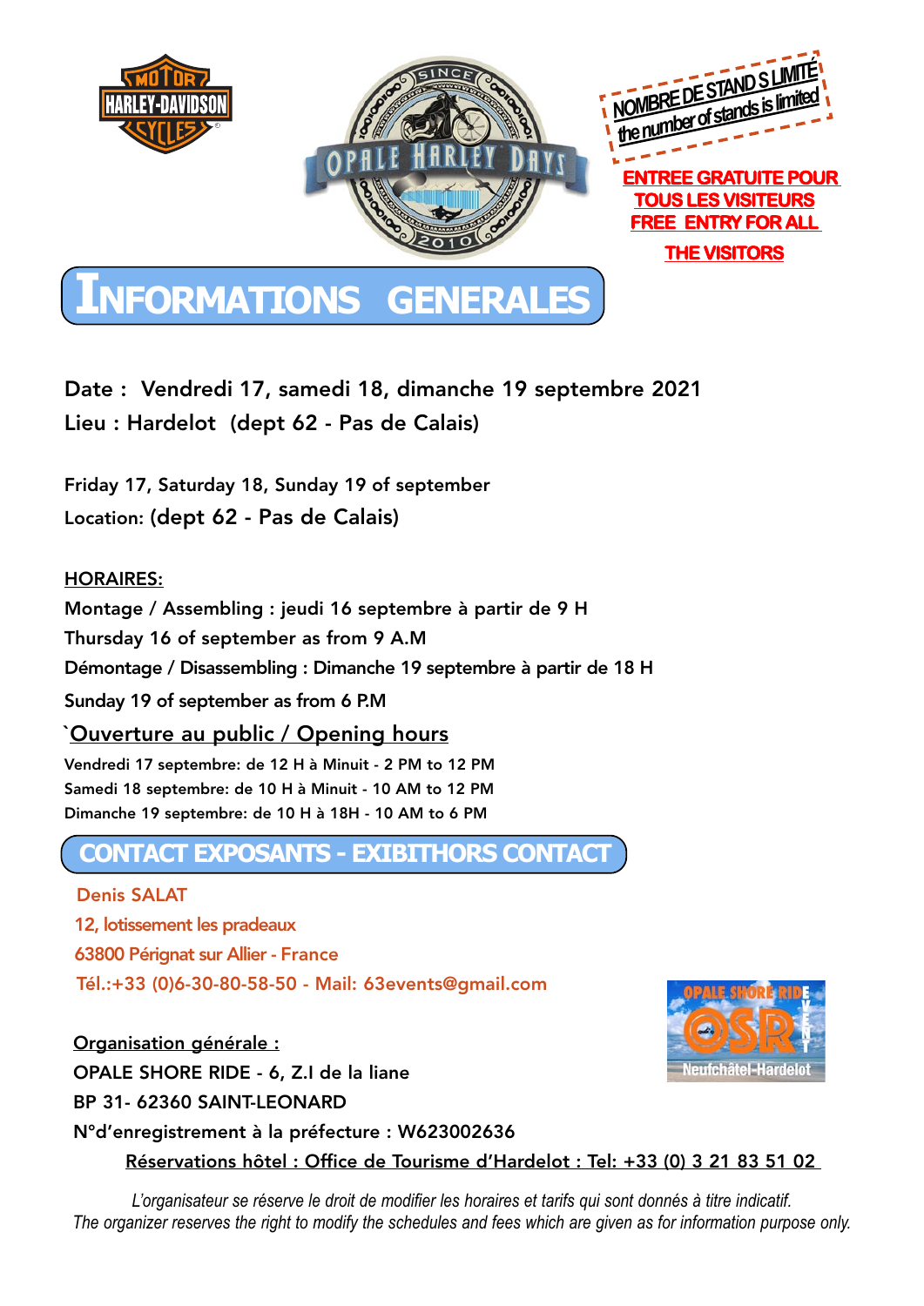NOMBRE DE STANDS LIMITÉ
the number of stands is limited

**ENTREE GRATUITE POUR TOUS LES VISITEURS**
**FREE ENTRY FOR ALL THE VISITORS**

# INFORMATIONS GENERALES

Date : Vendredi 17, samedi 18, dimanche 19 septembre 2021
Lieu : Hardelot (dept 62 - Pas de Calais)

Friday 17, Saturday 18, Sunday 19 of september
Location: (dept 62 - Pas de Calais)

**HORAIRES:**

Montage / Assembling : jeudi 16 septembre à partir de 9 H
Thursday 16 of september as from 9 A.M
Démontage / Disassembling : Dimanche 19 septembre à partir de 18 H
Sunday 19 of september as from 6 P.M

`Ouverture au public / Opening hours

Vendredi 17 septembre: de 12 H à Minuit - 2 PM to 12 PM
Samedi 18 septembre: de 10 H à Minuit - 10 AM to 12 PM
Dimanche 19 septembre: de 10 H à 18H - 10 AM to 6 PM

## CONTACT EXPOSANTS - EXIBITHORS CONTACT

Denis SALAT
12, lotissement les pradeaux
63800 Pérignat sur Allier - France
Tél.:+33 (0)6-30-80-58-50 - Mail: 63events@gmail.com

**Organisation générale :**
OPALE SHORE RIDE - 6, Z.I de la liane
BP 31- 62360 SAINT-LEONARD
N°d'enregistrement à la préfecture : W623002636

Réservations hôtel : Office de Tourisme d'Hardelot : Tel: +33 (0) 3 21 83 51 02

*L'organisateur se réserve le droit de modifier les horaires et tarifs qui sont donnés à titre indicatif.*
*The organizer reserves the right to modify the schedules and fees which are given as for information purpose only.*